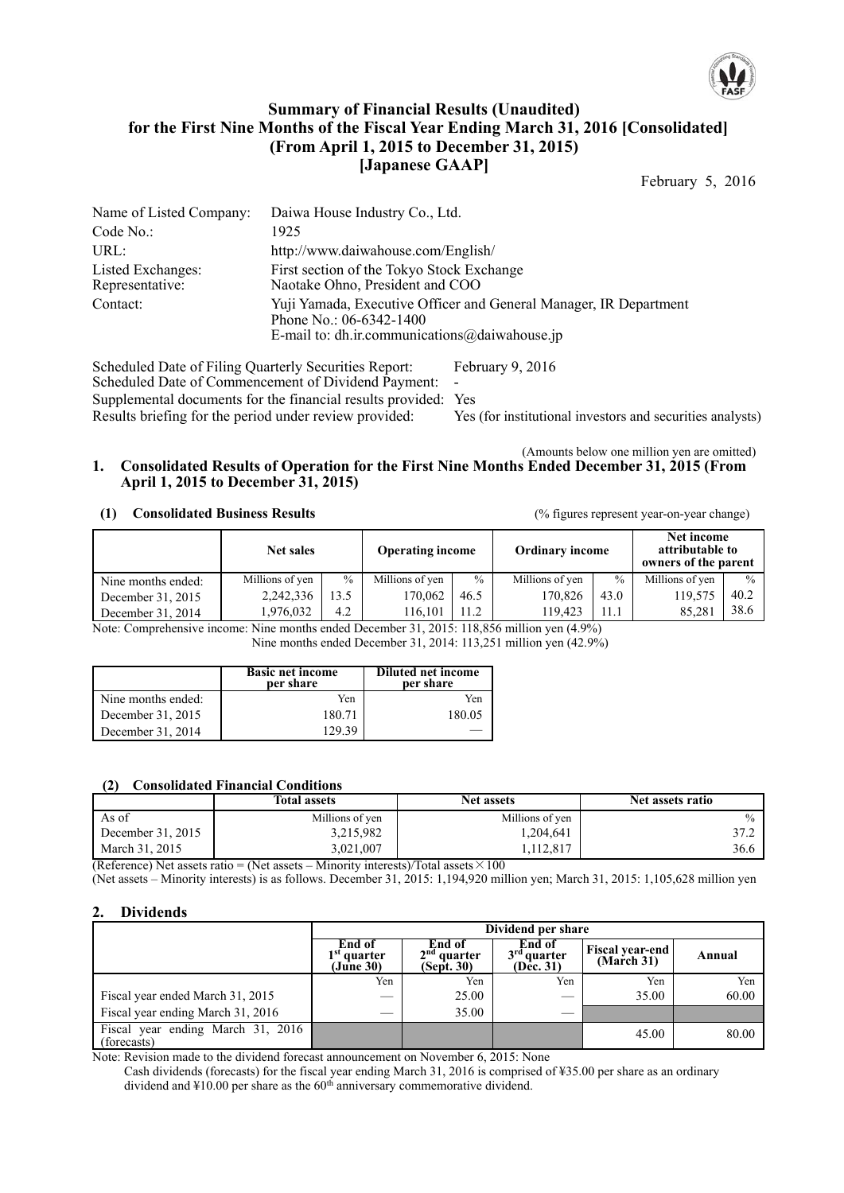# Summary of Financial Results (Unaudited) for the First Nine Months of the Fiscal Year Ending March 31, 2016 [Consolidated] (From April 1, 2015 to December 31, 2015) [Japanese GAAP]

February 5, 2016

| | |
|---|---|
| Name of Listed Company: | Daiwa House Industry Co., Ltd. |
| Code No.: | 1925 |
| URL: | http://www.daiwahouse.com/English/ |
| Listed Exchanges: | First section of the Tokyo Stock Exchange |
| Representative: | Naotake Ohno, President and COO |
| Contact: | Yuji Yamada, Executive Officer and General Manager, IR Department<br>Phone No.: 06-6342-1400<br>E-mail to: dh.ir.communications@daiwahouse.jp |

Scheduled Date of Filing Quarterly Securities Report: February 9, 2016
Scheduled Date of Commencement of Dividend Payment: -
Supplemental documents for the financial results provided: Yes
Results briefing for the period under review provided: Yes (for institutional investors and securities analysts)

(Amounts below one million yen are omitted)

## 1. Consolidated Results of Operation for the First Nine Months Ended December 31, 2015 (From April 1, 2015 to December 31, 2015)

### (1) Consolidated Business Results

(% figures represent year-on-year change)

| | Net sales | | Operating income | | Ordinary income | | Net income attributable to owners of the parent | |
|---|---|---|---|---|---|---|---|---|
| Nine months ended: | Millions of yen | % | Millions of yen | % | Millions of yen | % | Millions of yen | % |
| December 31, 2015 | 2,242,336 | 13.5 | 170,062 | 46.5 | 170,826 | 43.0 | 119,575 | 40.2 |
| December 31, 2014 | 1,976,032 | 4.2 | 116,101 | 11.2 | 119,423 | 11.1 | 85,281 | 38.6 |

Note: Comprehensive income: Nine months ended December 31, 2015: 118,856 million yen (4.9%)
Nine months ended December 31, 2014: 113,251 million yen (42.9%)

| | Basic net income per share | Diluted net income per share |
|---|---|---|
| Nine months ended: | Yen | Yen |
| December 31, 2015 | 180.71 | 180.05 |
| December 31, 2014 | 129.39 | — |

### (2) Consolidated Financial Conditions

| | Total assets | Net assets | Net assets ratio |
|---|---|---|---|
| As of | Millions of yen | Millions of yen | % |
| December 31, 2015 | 3,215,982 | 1,204,641 | 37.2 |
| March 31, 2015 | 3,021,007 | 1,112,817 | 36.6 |

(Reference) Net assets ratio = (Net assets – Minority interests)/Total assets × 100
(Net assets – Minority interests) is as follows. December 31, 2015: 1,194,920 million yen; March 31, 2015: 1,105,628 million yen

## 2. Dividends

| | Dividend per share | | | | |
|---|---|---|---|---|---|
| | End of 1st quarter (June 30) | End of 2nd quarter (Sept. 30) | End of 3rd quarter (Dec. 31) | Fiscal year-end (March 31) | Annual |
| | Yen | Yen | Yen | Yen | Yen |
| Fiscal year ended March 31, 2015 | — | 25.00 | — | 35.00 | 60.00 |
| Fiscal year ending March 31, 2016 | — | 35.00 | — | | |
| Fiscal year ending March 31, 2016 (forecasts) | | | | 45.00 | 80.00 |

Note: Revision made to the dividend forecast announcement on November 6, 2015: None
Cash dividends (forecasts) for the fiscal year ending March 31, 2016 is comprised of ¥35.00 per share as an ordinary dividend and ¥10.00 per share as the 60th anniversary commemorative dividend.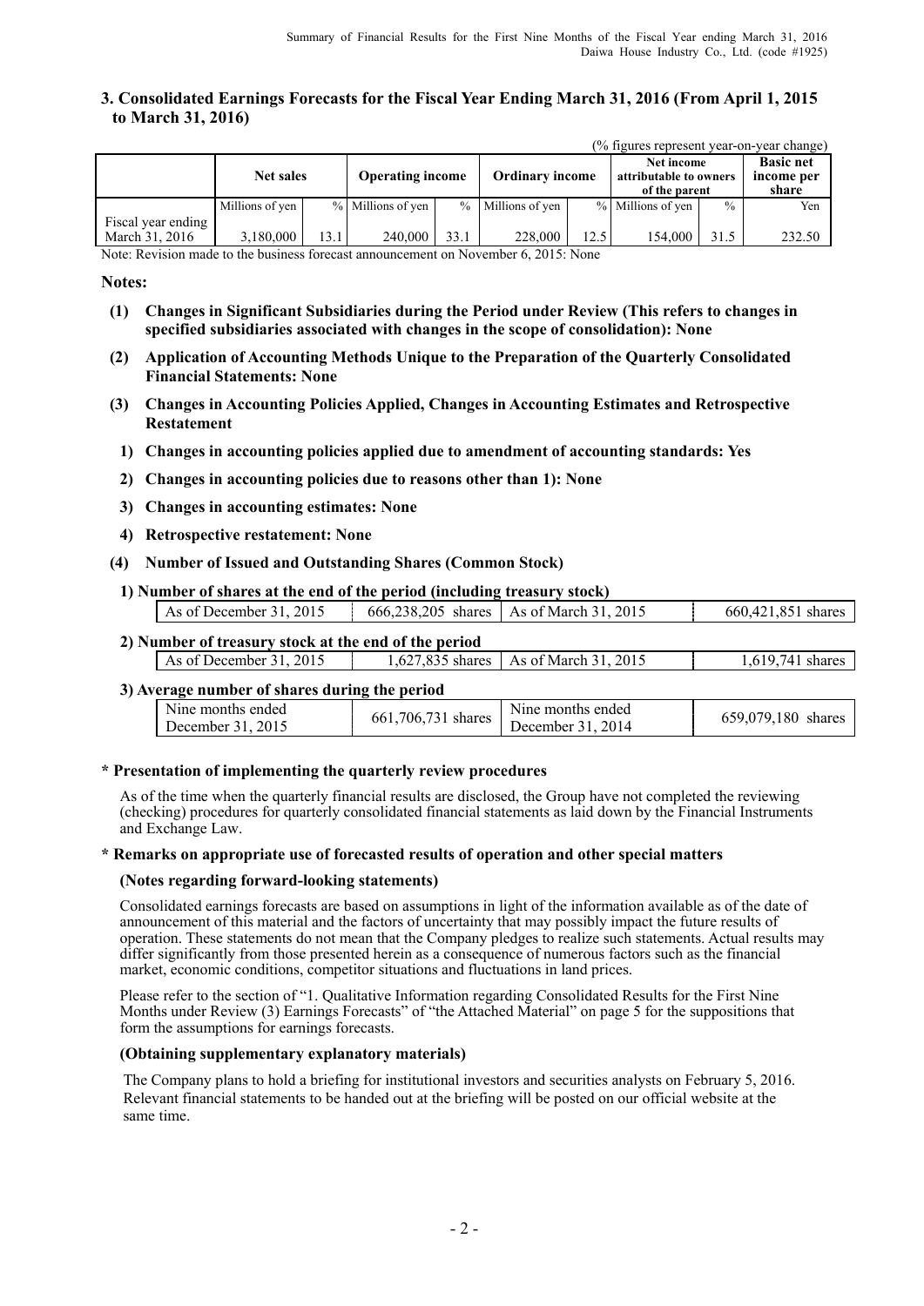## 3. Consolidated Earnings Forecasts for the Fiscal Year Ending March 31, 2016 (From April 1, 2015 to March 31, 2016)

(% figures represent year-on-year change)

| | **Net sales** | | **Operating income** | | **Ordinary income** | | **Net income attributable to owners of the parent** | | **Basic net income per share** |
|---|---|---|---|---|---|---|---|---|---|
| | Millions of yen | % | Millions of yen | % | Millions of yen | % | Millions of yen | % | Yen |
| Fiscal year ending March 31, 2016 | 3,180,000 | 13.1 | 240,000 | 33.1 | 228,000 | 12.5 | 154,000 | 31.5 | 232.50 |

Note: Revision made to the business forecast announcement on November 6, 2015: None

**Notes:**

**(1) Changes in Significant Subsidiaries during the Period under Review (This refers to changes in specified subsidiaries associated with changes in the scope of consolidation): None**

**(2) Application of Accounting Methods Unique to the Preparation of the Quarterly Consolidated Financial Statements: None**

**(3) Changes in Accounting Policies Applied, Changes in Accounting Estimates and Retrospective Restatement**

**1) Changes in accounting policies applied due to amendment of accounting standards: Yes**

**2) Changes in accounting policies due to reasons other than 1): None**

**3) Changes in accounting estimates: None**

**4) Retrospective restatement: None**

**(4) Number of Issued and Outstanding Shares (Common Stock)**

**1) Number of shares at the end of the period (including treasury stock)**

| As of December 31, 2015 | 666,238,205 shares | As of March 31, 2015 | 660,421,851 shares |
|---|---|---|---|

**2) Number of treasury stock at the end of the period**

| As of December 31, 2015 | 1,627,835 shares | As of March 31, 2015 | 1,619,741 shares |
|---|---|---|---|

**3) Average number of shares during the period**

| Nine months ended December 31, 2015 | 661,706,731 shares | Nine months ended December 31, 2014 | 659,079,180 shares |
|---|---|---|---|

**\* Presentation of implementing the quarterly review procedures**

As of the time when the quarterly financial results are disclosed, the Group have not completed the reviewing (checking) procedures for quarterly consolidated financial statements as laid down by the Financial Instruments and Exchange Law.

**\* Remarks on appropriate use of forecasted results of operation and other special matters**

**(Notes regarding forward-looking statements)**

Consolidated earnings forecasts are based on assumptions in light of the information available as of the date of announcement of this material and the factors of uncertainty that may possibly impact the future results of operation. These statements do not mean that the Company pledges to realize such statements. Actual results may differ significantly from those presented herein as a consequence of numerous factors such as the financial market, economic conditions, competitor situations and fluctuations in land prices.

Please refer to the section of "1. Qualitative Information regarding Consolidated Results for the First Nine Months under Review (3) Earnings Forecasts" of "the Attached Material" on page 5 for the suppositions that form the assumptions for earnings forecasts.

**(Obtaining supplementary explanatory materials)**

The Company plans to hold a briefing for institutional investors and securities analysts on February 5, 2016. Relevant financial statements to be handed out at the briefing will be posted on our official website at the same time.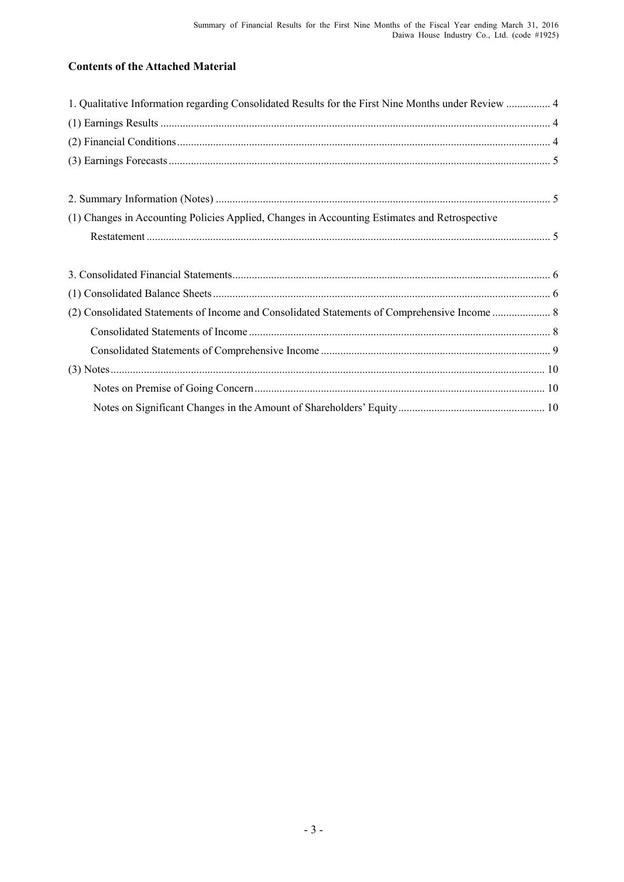## Contents of the Attached Material

1. Qualitative Information regarding Consolidated Results for the First Nine Months under Review ................ 4
(1) Earnings Results ........................................................................................................................................ 4
(2) Financial Conditions.................................................................................................................................. 4
(3) Earnings Forecasts..................................................................................................................................... 5

2. Summary Information (Notes) .................................................................................................................... 5
(1) Changes in Accounting Policies Applied, Changes in Accounting Estimates and Retrospective
    Restatement ............................................................................................................................................... 5

3. Consolidated Financial Statements............................................................................................................... 6
(1) Consolidated Balance Sheets ..................................................................................................................... 6
(2) Consolidated Statements of Income and Consolidated Statements of Comprehensive Income ..................... 8
    Consolidated Statements of Income ........................................................................................................ 8
    Consolidated Statements of Comprehensive Income ................................................................................ 9
(3) Notes........................................................................................................................................................ 10
    Notes on Premise of Going Concern ...................................................................................................... 10
    Notes on Significant Changes in the Amount of Shareholders' Equity .................................................... 10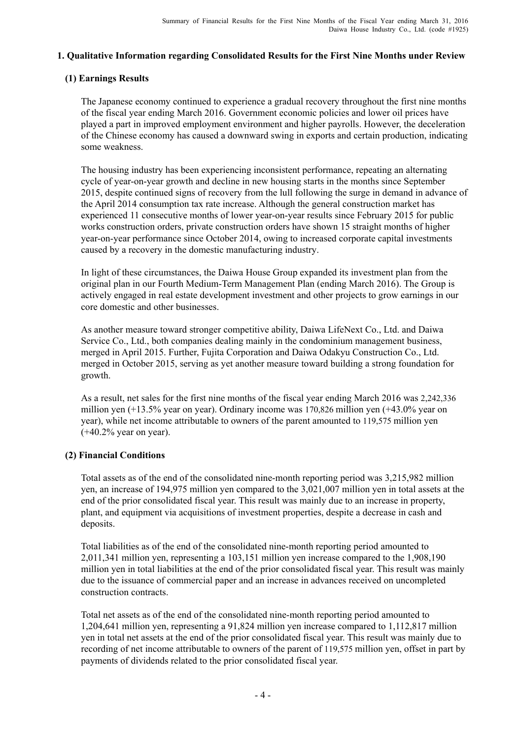## 1. Qualitative Information regarding Consolidated Results for the First Nine Months under Review

### (1) Earnings Results

The Japanese economy continued to experience a gradual recovery throughout the first nine months of the fiscal year ending March 2016. Government economic policies and lower oil prices have played a part in improved employment environment and higher payrolls. However, the deceleration of the Chinese economy has caused a downward swing in exports and certain production, indicating some weakness.

The housing industry has been experiencing inconsistent performance, repeating an alternating cycle of year-on-year growth and decline in new housing starts in the months since September 2015, despite continued signs of recovery from the lull following the surge in demand in advance of the April 2014 consumption tax rate increase. Although the general construction market has experienced 11 consecutive months of lower year-on-year results since February 2015 for public works construction orders, private construction orders have shown 15 straight months of higher year-on-year performance since October 2014, owing to increased corporate capital investments caused by a recovery in the domestic manufacturing industry.

In light of these circumstances, the Daiwa House Group expanded its investment plan from the original plan in our Fourth Medium-Term Management Plan (ending March 2016). The Group is actively engaged in real estate development investment and other projects to grow earnings in our core domestic and other businesses.

As another measure toward stronger competitive ability, Daiwa LifeNext Co., Ltd. and Daiwa Service Co., Ltd., both companies dealing mainly in the condominium management business, merged in April 2015. Further, Fujita Corporation and Daiwa Odakyu Construction Co., Ltd. merged in October 2015, serving as yet another measure toward building a strong foundation for growth.

As a result, net sales for the first nine months of the fiscal year ending March 2016 was 2,242,336 million yen (+13.5% year on year). Ordinary income was 170,826 million yen (+43.0% year on year), while net income attributable to owners of the parent amounted to 119,575 million yen (+40.2% year on year).

### (2) Financial Conditions

Total assets as of the end of the consolidated nine-month reporting period was 3,215,982 million yen, an increase of 194,975 million yen compared to the 3,021,007 million yen in total assets at the end of the prior consolidated fiscal year. This result was mainly due to an increase in property, plant, and equipment via acquisitions of investment properties, despite a decrease in cash and deposits.

Total liabilities as of the end of the consolidated nine-month reporting period amounted to 2,011,341 million yen, representing a 103,151 million yen increase compared to the 1,908,190 million yen in total liabilities at the end of the prior consolidated fiscal year. This result was mainly due to the issuance of commercial paper and an increase in advances received on uncompleted construction contracts.

Total net assets as of the end of the consolidated nine-month reporting period amounted to 1,204,641 million yen, representing a 91,824 million yen increase compared to 1,112,817 million yen in total net assets at the end of the prior consolidated fiscal year. This result was mainly due to recording of net income attributable to owners of the parent of 119,575 million yen, offset in part by payments of dividends related to the prior consolidated fiscal year.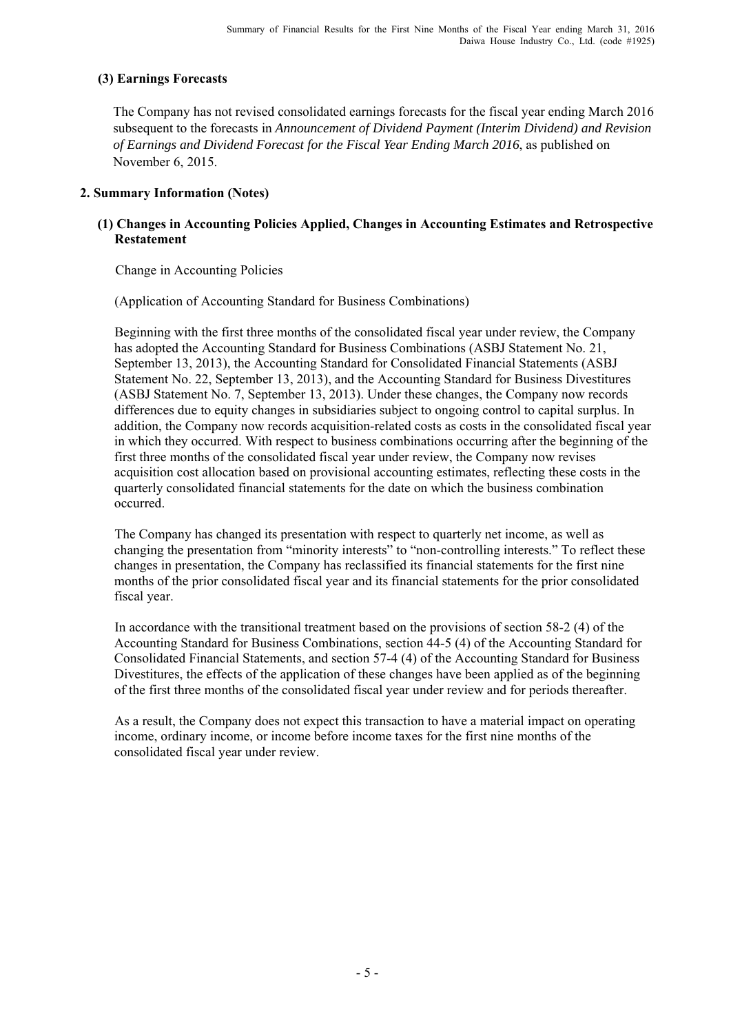### (3) Earnings Forecasts

The Company has not revised consolidated earnings forecasts for the fiscal year ending March 2016 subsequent to the forecasts in *Announcement of Dividend Payment (Interim Dividend) and Revision of Earnings and Dividend Forecast for the Fiscal Year Ending March 2016*, as published on November 6, 2015.

## 2. Summary Information (Notes)

### (1) Changes in Accounting Policies Applied, Changes in Accounting Estimates and Retrospective Restatement

Change in Accounting Policies

(Application of Accounting Standard for Business Combinations)

Beginning with the first three months of the consolidated fiscal year under review, the Company has adopted the Accounting Standard for Business Combinations (ASBJ Statement No. 21, September 13, 2013), the Accounting Standard for Consolidated Financial Statements (ASBJ Statement No. 22, September 13, 2013), and the Accounting Standard for Business Divestitures (ASBJ Statement No. 7, September 13, 2013). Under these changes, the Company now records differences due to equity changes in subsidiaries subject to ongoing control to capital surplus. In addition, the Company now records acquisition-related costs as costs in the consolidated fiscal year in which they occurred. With respect to business combinations occurring after the beginning of the first three months of the consolidated fiscal year under review, the Company now revises acquisition cost allocation based on provisional accounting estimates, reflecting these costs in the quarterly consolidated financial statements for the date on which the business combination occurred.

The Company has changed its presentation with respect to quarterly net income, as well as changing the presentation from "minority interests" to "non-controlling interests." To reflect these changes in presentation, the Company has reclassified its financial statements for the first nine months of the prior consolidated fiscal year and its financial statements for the prior consolidated fiscal year.

In accordance with the transitional treatment based on the provisions of section 58-2 (4) of the Accounting Standard for Business Combinations, section 44-5 (4) of the Accounting Standard for Consolidated Financial Statements, and section 57-4 (4) of the Accounting Standard for Business Divestitures, the effects of the application of these changes have been applied as of the beginning of the first three months of the consolidated fiscal year under review and for periods thereafter.

As a result, the Company does not expect this transaction to have a material impact on operating income, ordinary income, or income before income taxes for the first nine months of the consolidated fiscal year under review.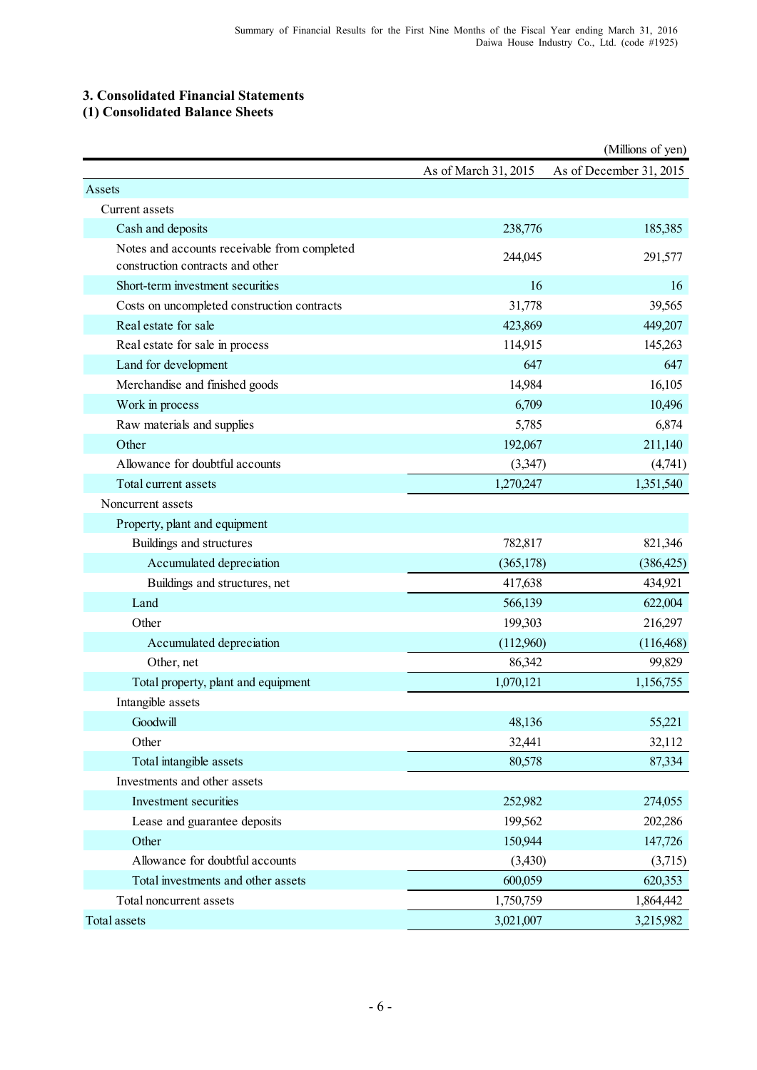## 3. Consolidated Financial Statements

### (1) Consolidated Balance Sheets

(Millions of yen)

| | As of March 31, 2015 | As of December 31, 2015 |
|---|---|---|
| Assets | | |
| Current assets | | |
| Cash and deposits | 238,776 | 185,385 |
| Notes and accounts receivable from completed construction contracts and other | 244,045 | 291,577 |
| Short-term investment securities | 16 | 16 |
| Costs on uncompleted construction contracts | 31,778 | 39,565 |
| Real estate for sale | 423,869 | 449,207 |
| Real estate for sale in process | 114,915 | 145,263 |
| Land for development | 647 | 647 |
| Merchandise and finished goods | 14,984 | 16,105 |
| Work in process | 6,709 | 10,496 |
| Raw materials and supplies | 5,785 | 6,874 |
| Other | 192,067 | 211,140 |
| Allowance for doubtful accounts | (3,347) | (4,741) |
| Total current assets | 1,270,247 | 1,351,540 |
| Noncurrent assets | | |
| Property, plant and equipment | | |
| Buildings and structures | 782,817 | 821,346 |
| Accumulated depreciation | (365,178) | (386,425) |
| Buildings and structures, net | 417,638 | 434,921 |
| Land | 566,139 | 622,004 |
| Other | 199,303 | 216,297 |
| Accumulated depreciation | (112,960) | (116,468) |
| Other, net | 86,342 | 99,829 |
| Total property, plant and equipment | 1,070,121 | 1,156,755 |
| Intangible assets | | |
| Goodwill | 48,136 | 55,221 |
| Other | 32,441 | 32,112 |
| Total intangible assets | 80,578 | 87,334 |
| Investments and other assets | | |
| Investment securities | 252,982 | 274,055 |
| Lease and guarantee deposits | 199,562 | 202,286 |
| Other | 150,944 | 147,726 |
| Allowance for doubtful accounts | (3,430) | (3,715) |
| Total investments and other assets | 600,059 | 620,353 |
| Total noncurrent assets | 1,750,759 | 1,864,442 |
| Total assets | 3,021,007 | 3,215,982 |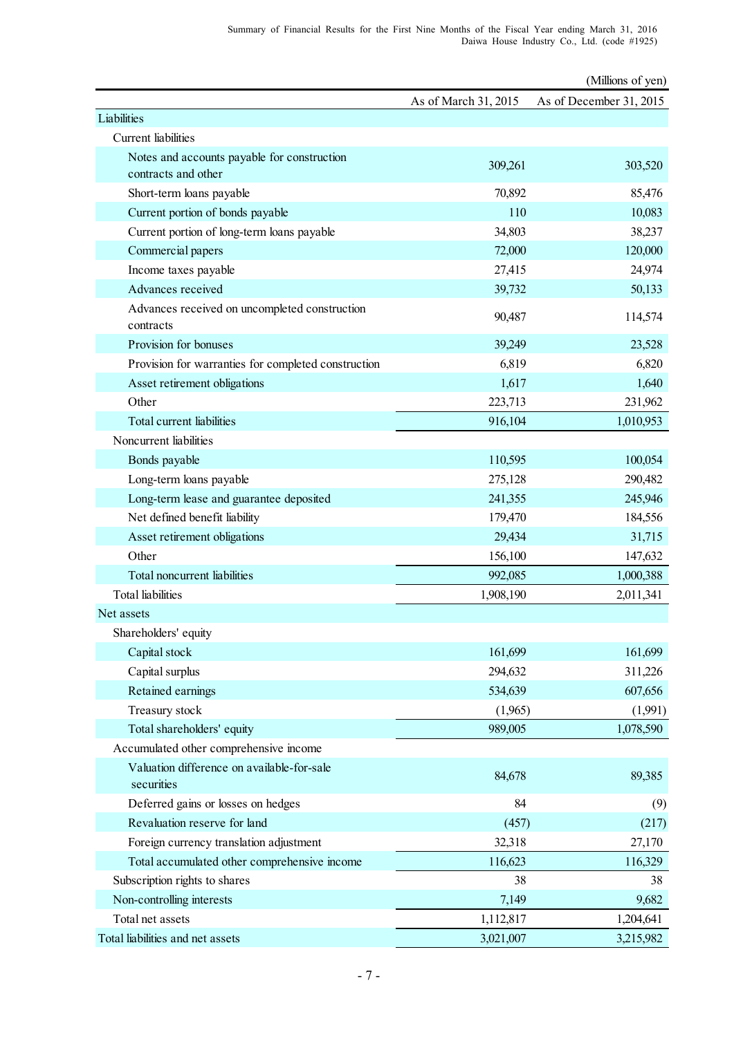(Millions of yen)

| | As of March 31, 2015 | As of December 31, 2015 |
|---|---|---|
| Liabilities | | |
| Current liabilities | | |
| Notes and accounts payable for construction contracts and other | 309,261 | 303,520 |
| Short-term loans payable | 70,892 | 85,476 |
| Current portion of bonds payable | 110 | 10,083 |
| Current portion of long-term loans payable | 34,803 | 38,237 |
| Commercial papers | 72,000 | 120,000 |
| Income taxes payable | 27,415 | 24,974 |
| Advances received | 39,732 | 50,133 |
| Advances received on uncompleted construction contracts | 90,487 | 114,574 |
| Provision for bonuses | 39,249 | 23,528 |
| Provision for warranties for completed construction | 6,819 | 6,820 |
| Asset retirement obligations | 1,617 | 1,640 |
| Other | 223,713 | 231,962 |
| Total current liabilities | 916,104 | 1,010,953 |
| Noncurrent liabilities | | |
| Bonds payable | 110,595 | 100,054 |
| Long-term loans payable | 275,128 | 290,482 |
| Long-term lease and guarantee deposited | 241,355 | 245,946 |
| Net defined benefit liability | 179,470 | 184,556 |
| Asset retirement obligations | 29,434 | 31,715 |
| Other | 156,100 | 147,632 |
| Total noncurrent liabilities | 992,085 | 1,000,388 |
| Total liabilities | 1,908,190 | 2,011,341 |
| Net assets | | |
| Shareholders' equity | | |
| Capital stock | 161,699 | 161,699 |
| Capital surplus | 294,632 | 311,226 |
| Retained earnings | 534,639 | 607,656 |
| Treasury stock | (1,965) | (1,991) |
| Total shareholders' equity | 989,005 | 1,078,590 |
| Accumulated other comprehensive income | | |
| Valuation difference on available-for-sale securities | 84,678 | 89,385 |
| Deferred gains or losses on hedges | 84 | (9) |
| Revaluation reserve for land | (457) | (217) |
| Foreign currency translation adjustment | 32,318 | 27,170 |
| Total accumulated other comprehensive income | 116,623 | 116,329 |
| Subscription rights to shares | 38 | 38 |
| Non-controlling interests | 7,149 | 9,682 |
| Total net assets | 1,112,817 | 1,204,641 |
| Total liabilities and net assets | 3,021,007 | 3,215,982 |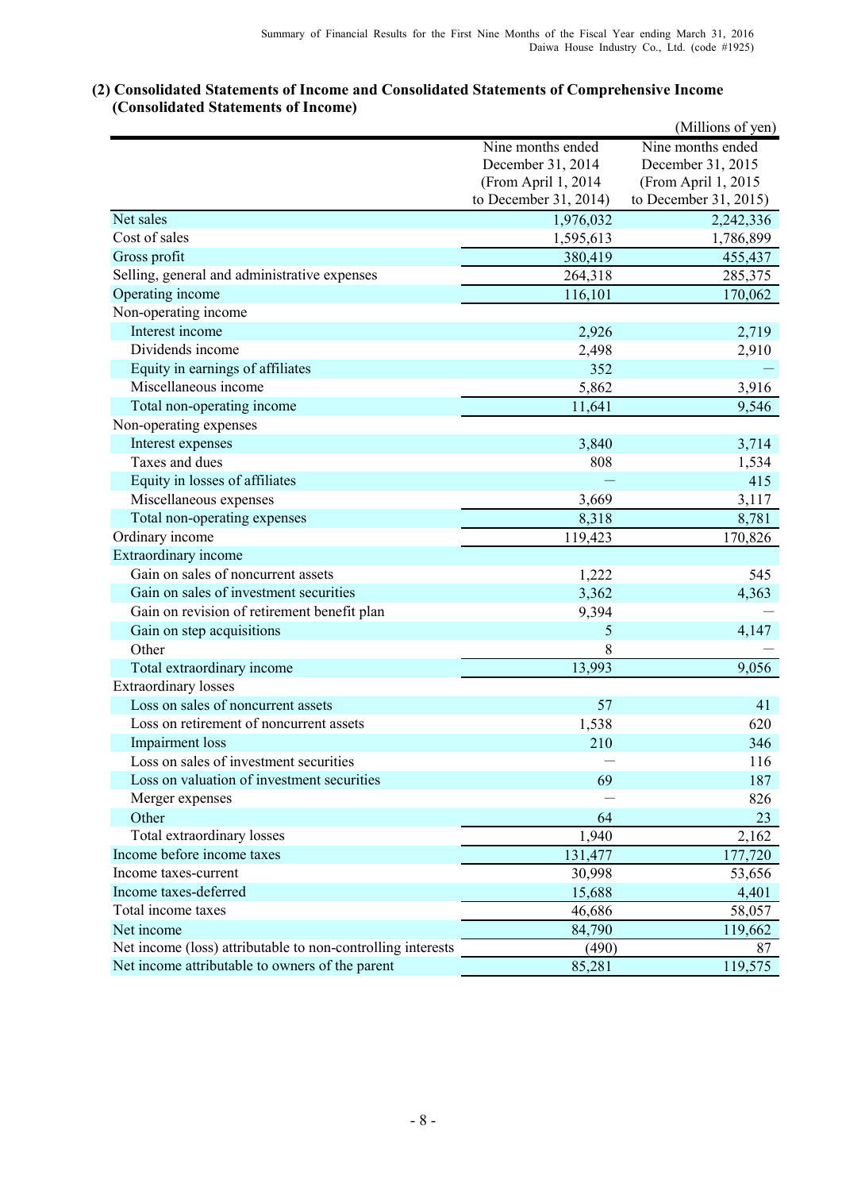## (2) Consolidated Statements of Income and Consolidated Statements of Comprehensive Income
### (Consolidated Statements of Income)

(Millions of yen)

| | Nine months ended December 31, 2014 (From April 1, 2014 to December 31, 2014) | Nine months ended December 31, 2015 (From April 1, 2015 to December 31, 2015) |
|---|---|---|
| Net sales | 1,976,032 | 2,242,336 |
| Cost of sales | 1,595,613 | 1,786,899 |
| Gross profit | 380,419 | 455,437 |
| Selling, general and administrative expenses | 264,318 | 285,375 |
| Operating income | 116,101 | 170,062 |
| Non-operating income | | |
| Interest income | 2,926 | 2,719 |
| Dividends income | 2,498 | 2,910 |
| Equity in earnings of affiliates | 352 | — |
| Miscellaneous income | 5,862 | 3,916 |
| Total non-operating income | 11,641 | 9,546 |
| Non-operating expenses | | |
| Interest expenses | 3,840 | 3,714 |
| Taxes and dues | 808 | 1,534 |
| Equity in losses of affiliates | — | 415 |
| Miscellaneous expenses | 3,669 | 3,117 |
| Total non-operating expenses | 8,318 | 8,781 |
| Ordinary income | 119,423 | 170,826 |
| Extraordinary income | | |
| Gain on sales of noncurrent assets | 1,222 | 545 |
| Gain on sales of investment securities | 3,362 | 4,363 |
| Gain on revision of retirement benefit plan | 9,394 | — |
| Gain on step acquisitions | 5 | 4,147 |
| Other | 8 | — |
| Total extraordinary income | 13,993 | 9,056 |
| Extraordinary losses | | |
| Loss on sales of noncurrent assets | 57 | 41 |
| Loss on retirement of noncurrent assets | 1,538 | 620 |
| Impairment loss | 210 | 346 |
| Loss on sales of investment securities | — | 116 |
| Loss on valuation of investment securities | 69 | 187 |
| Merger expenses | — | 826 |
| Other | 64 | 23 |
| Total extraordinary losses | 1,940 | 2,162 |
| Income before income taxes | 131,477 | 177,720 |
| Income taxes-current | 30,998 | 53,656 |
| Income taxes-deferred | 15,688 | 4,401 |
| Total income taxes | 46,686 | 58,057 |
| Net income | 84,790 | 119,662 |
| Net income (loss) attributable to non-controlling interests | (490) | 87 |
| Net income attributable to owners of the parent | 85,281 | 119,575 |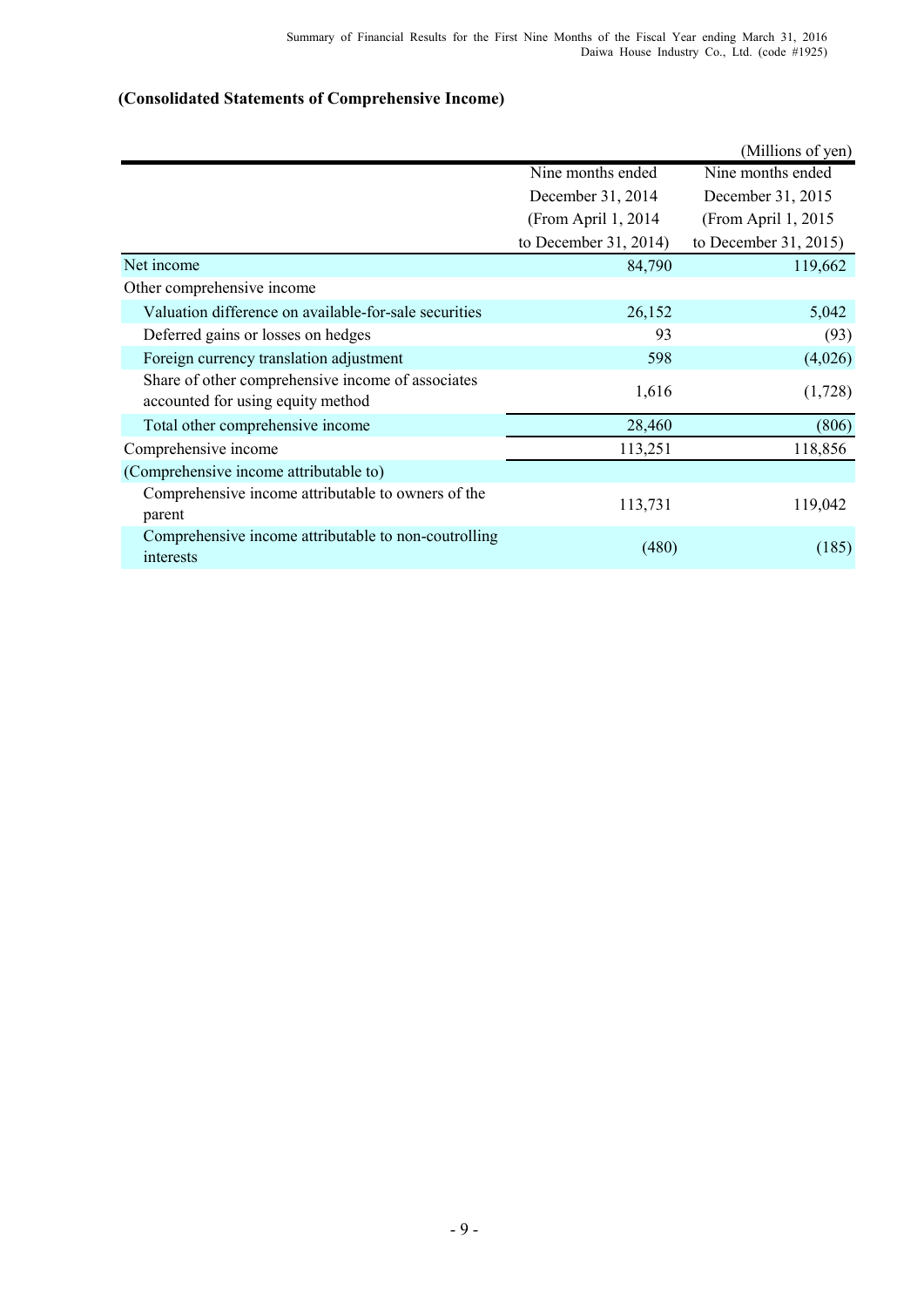**(Consolidated Statements of Comprehensive Income)**

(Millions of yen)

| | Nine months ended December 31, 2014 (From April 1, 2014 to December 31, 2014) | Nine months ended December 31, 2015 (From April 1, 2015 to December 31, 2015) |
|---|---|---|
| Net income | 84,790 | 119,662 |
| Other comprehensive income | | |
| Valuation difference on available-for-sale securities | 26,152 | 5,042 |
| Deferred gains or losses on hedges | 93 | (93) |
| Foreign currency translation adjustment | 598 | (4,026) |
| Share of other comprehensive income of associates accounted for using equity method | 1,616 | (1,728) |
| Total other comprehensive income | 28,460 | (806) |
| Comprehensive income | 113,251 | 118,856 |
| (Comprehensive income attributable to) | | |
| Comprehensive income attributable to owners of the parent | 113,731 | 119,042 |
| Comprehensive income attributable to non-coutrolling interests | (480) | (185) |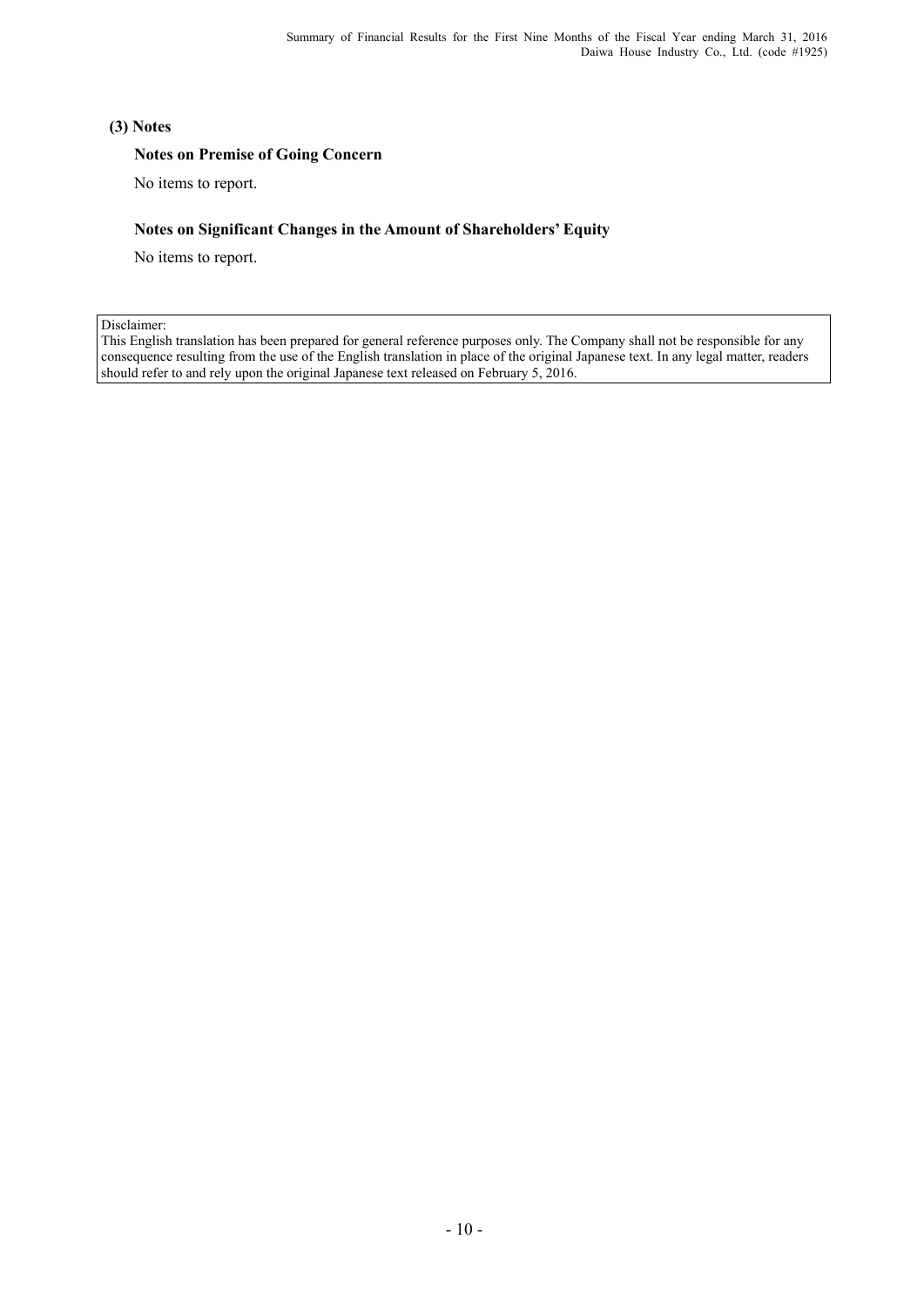### (3) Notes

**Notes on Premise of Going Concern**

No items to report.

**Notes on Significant Changes in the Amount of Shareholders' Equity**

No items to report.

Disclaimer:
This English translation has been prepared for general reference purposes only. The Company shall not be responsible for any consequence resulting from the use of the English translation in place of the original Japanese text. In any legal matter, readers should refer to and rely upon the original Japanese text released on February 5, 2016.